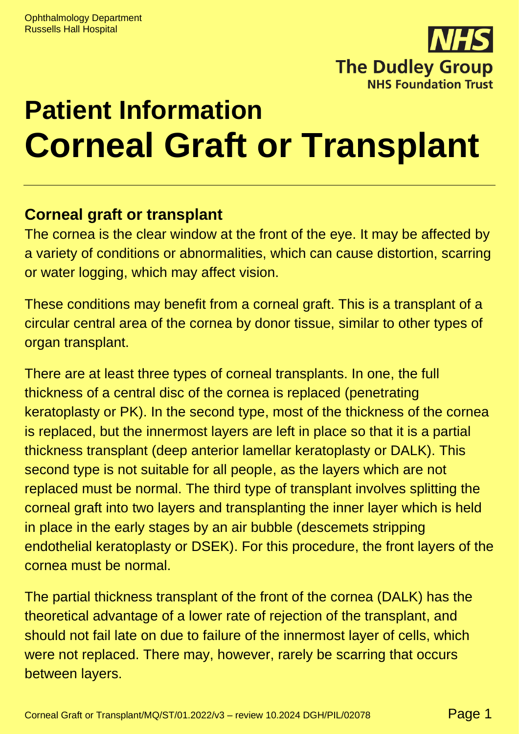Ophthalmology Department
Russells Hall Hospital

# Patient Information
# Corneal Graft or Transplant

## Corneal graft or transplant

The cornea is the clear window at the front of the eye. It may be affected by a variety of conditions or abnormalities, which can cause distortion, scarring or water logging, which may affect vision.

These conditions may benefit from a corneal graft. This is a transplant of a circular central area of the cornea by donor tissue, similar to other types of organ transplant.

There are at least three types of corneal transplants. In one, the full thickness of a central disc of the cornea is replaced (penetrating keratoplasty or PK). In the second type, most of the thickness of the cornea is replaced, but the innermost layers are left in place so that it is a partial thickness transplant (deep anterior lamellar keratoplasty or DALK). This second type is not suitable for all people, as the layers which are not replaced must be normal. The third type of transplant involves splitting the corneal graft into two layers and transplanting the inner layer which is held in place in the early stages by an air bubble (descemets stripping endothelial keratoplasty or DSEK). For this procedure, the front layers of the cornea must be normal.

The partial thickness transplant of the front of the cornea (DALK) has the theoretical advantage of a lower rate of rejection of the transplant, and should not fail late on due to failure of the innermost layer of cells, which were not replaced. There may, however, rarely be scarring that occurs between layers.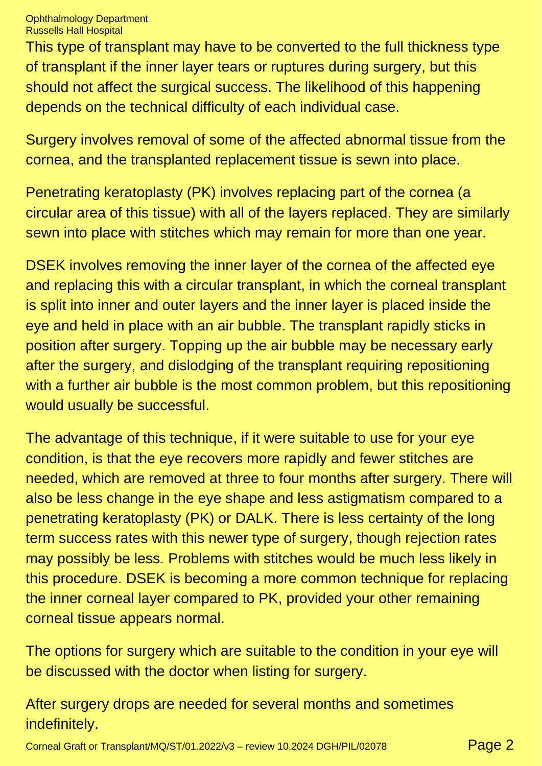This type of transplant may have to be converted to the full thickness type of transplant if the inner layer tears or ruptures during surgery, but this should not affect the surgical success. The likelihood of this happening depends on the technical difficulty of each individual case.

Surgery involves removal of some of the affected abnormal tissue from the cornea, and the transplanted replacement tissue is sewn into place.

Penetrating keratoplasty (PK) involves replacing part of the cornea (a circular area of this tissue) with all of the layers replaced. They are similarly sewn into place with stitches which may remain for more than one year.

DSEK involves removing the inner layer of the cornea of the affected eye and replacing this with a circular transplant, in which the corneal transplant is split into inner and outer layers and the inner layer is placed inside the eye and held in place with an air bubble. The transplant rapidly sticks in position after surgery. Topping up the air bubble may be necessary early after the surgery, and dislodging of the transplant requiring repositioning with a further air bubble is the most common problem, but this repositioning would usually be successful.

The advantage of this technique, if it were suitable to use for your eye condition, is that the eye recovers more rapidly and fewer stitches are needed, which are removed at three to four months after surgery. There will also be less change in the eye shape and less astigmatism compared to a penetrating keratoplasty (PK) or DALK. There is less certainty of the long term success rates with this newer type of surgery, though rejection rates may possibly be less. Problems with stitches would be much less likely in this procedure. DSEK is becoming a more common technique for replacing the inner corneal layer compared to PK, provided your other remaining corneal tissue appears normal.

The options for surgery which are suitable to the condition in your eye will be discussed with the doctor when listing for surgery.

After surgery drops are needed for several months and sometimes indefinitely.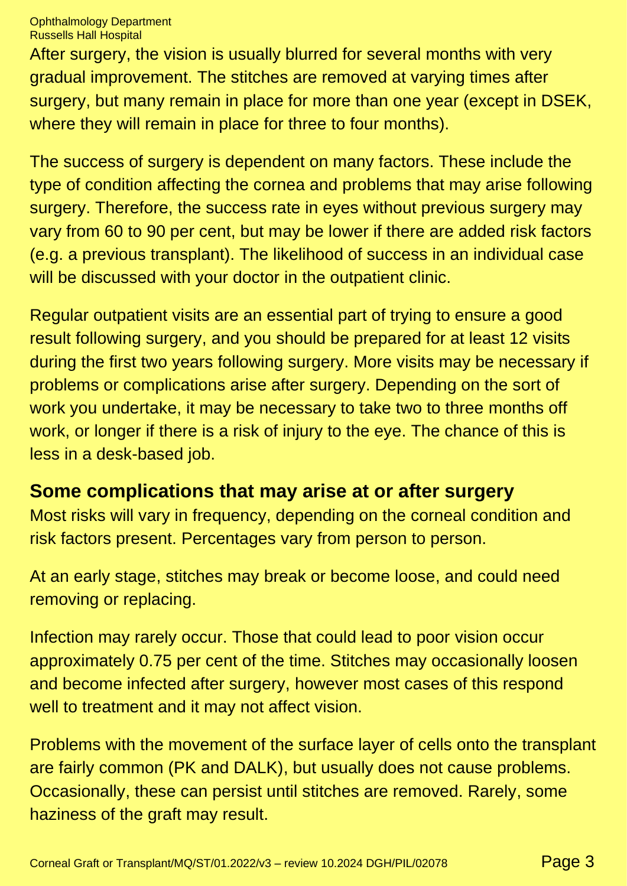After surgery, the vision is usually blurred for several months with very gradual improvement. The stitches are removed at varying times after surgery, but many remain in place for more than one year (except in DSEK, where they will remain in place for three to four months).

The success of surgery is dependent on many factors. These include the type of condition affecting the cornea and problems that may arise following surgery. Therefore, the success rate in eyes without previous surgery may vary from 60 to 90 per cent, but may be lower if there are added risk factors (e.g. a previous transplant). The likelihood of success in an individual case will be discussed with your doctor in the outpatient clinic.

Regular outpatient visits are an essential part of trying to ensure a good result following surgery, and you should be prepared for at least 12 visits during the first two years following surgery. More visits may be necessary if problems or complications arise after surgery. Depending on the sort of work you undertake, it may be necessary to take two to three months off work, or longer if there is a risk of injury to the eye. The chance of this is less in a desk-based job.

## Some complications that may arise at or after surgery

Most risks will vary in frequency, depending on the corneal condition and risk factors present. Percentages vary from person to person.

At an early stage, stitches may break or become loose, and could need removing or replacing.

Infection may rarely occur. Those that could lead to poor vision occur approximately 0.75 per cent of the time. Stitches may occasionally loosen and become infected after surgery, however most cases of this respond well to treatment and it may not affect vision.

Problems with the movement of the surface layer of cells onto the transplant are fairly common (PK and DALK), but usually does not cause problems. Occasionally, these can persist until stitches are removed. Rarely, some haziness of the graft may result.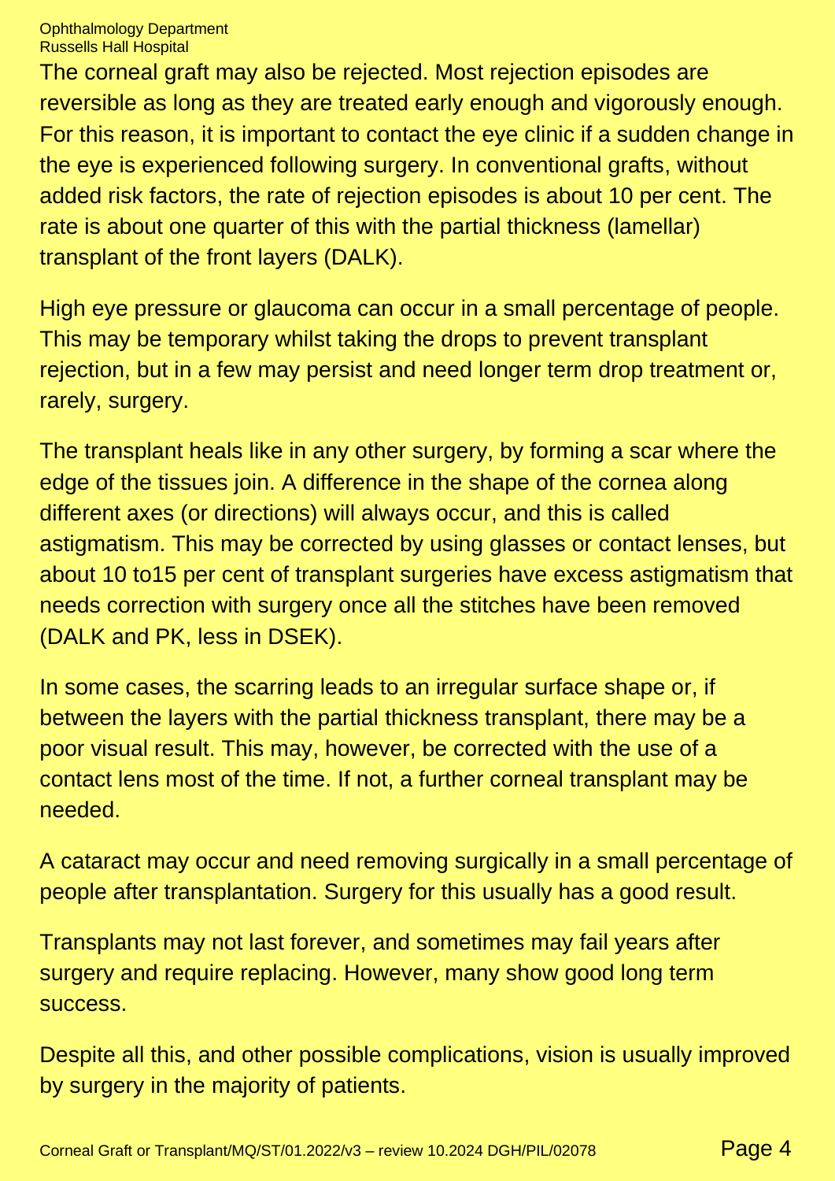The corneal graft may also be rejected. Most rejection episodes are reversible as long as they are treated early enough and vigorously enough. For this reason, it is important to contact the eye clinic if a sudden change in the eye is experienced following surgery. In conventional grafts, without added risk factors, the rate of rejection episodes is about 10 per cent. The rate is about one quarter of this with the partial thickness (lamellar) transplant of the front layers (DALK).

High eye pressure or glaucoma can occur in a small percentage of people. This may be temporary whilst taking the drops to prevent transplant rejection, but in a few may persist and need longer term drop treatment or, rarely, surgery.

The transplant heals like in any other surgery, by forming a scar where the edge of the tissues join. A difference in the shape of the cornea along different axes (or directions) will always occur, and this is called astigmatism. This may be corrected by using glasses or contact lenses, but about 10 to15 per cent of transplant surgeries have excess astigmatism that needs correction with surgery once all the stitches have been removed (DALK and PK, less in DSEK).

In some cases, the scarring leads to an irregular surface shape or, if between the layers with the partial thickness transplant, there may be a poor visual result. This may, however, be corrected with the use of a contact lens most of the time. If not, a further corneal transplant may be needed.

A cataract may occur and need removing surgically in a small percentage of people after transplantation. Surgery for this usually has a good result.

Transplants may not last forever, and sometimes may fail years after surgery and require replacing. However, many show good long term success.

Despite all this, and other possible complications, vision is usually improved by surgery in the majority of patients.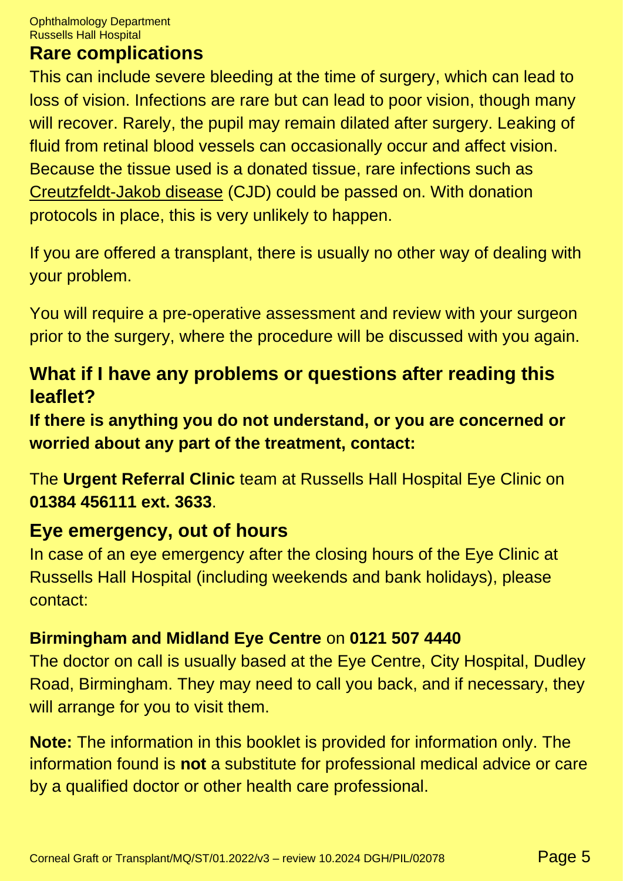## Rare complications

This can include severe bleeding at the time of surgery, which can lead to loss of vision. Infections are rare but can lead to poor vision, though many will recover. Rarely, the pupil may remain dilated after surgery. Leaking of fluid from retinal blood vessels can occasionally occur and affect vision. Because the tissue used is a donated tissue, rare infections such as Creutzfeldt-Jakob disease (CJD) could be passed on. With donation protocols in place, this is very unlikely to happen.

If you are offered a transplant, there is usually no other way of dealing with your problem.

You will require a pre-operative assessment and review with your surgeon prior to the surgery, where the procedure will be discussed with you again.

## What if I have any problems or questions after reading this leaflet?

**If there is anything you do not understand, or you are concerned or worried about any part of the treatment, contact:**

The **Urgent Referral Clinic** team at Russells Hall Hospital Eye Clinic on **01384 456111 ext. 3633**.

## Eye emergency, out of hours

In case of an eye emergency after the closing hours of the Eye Clinic at Russells Hall Hospital (including weekends and bank holidays), please contact:

**Birmingham and Midland Eye Centre** on **0121 507 4440**

The doctor on call is usually based at the Eye Centre, City Hospital, Dudley Road, Birmingham. They may need to call you back, and if necessary, they will arrange for you to visit them.

**Note:** The information in this booklet is provided for information only. The information found is **not** a substitute for professional medical advice or care by a qualified doctor or other health care professional.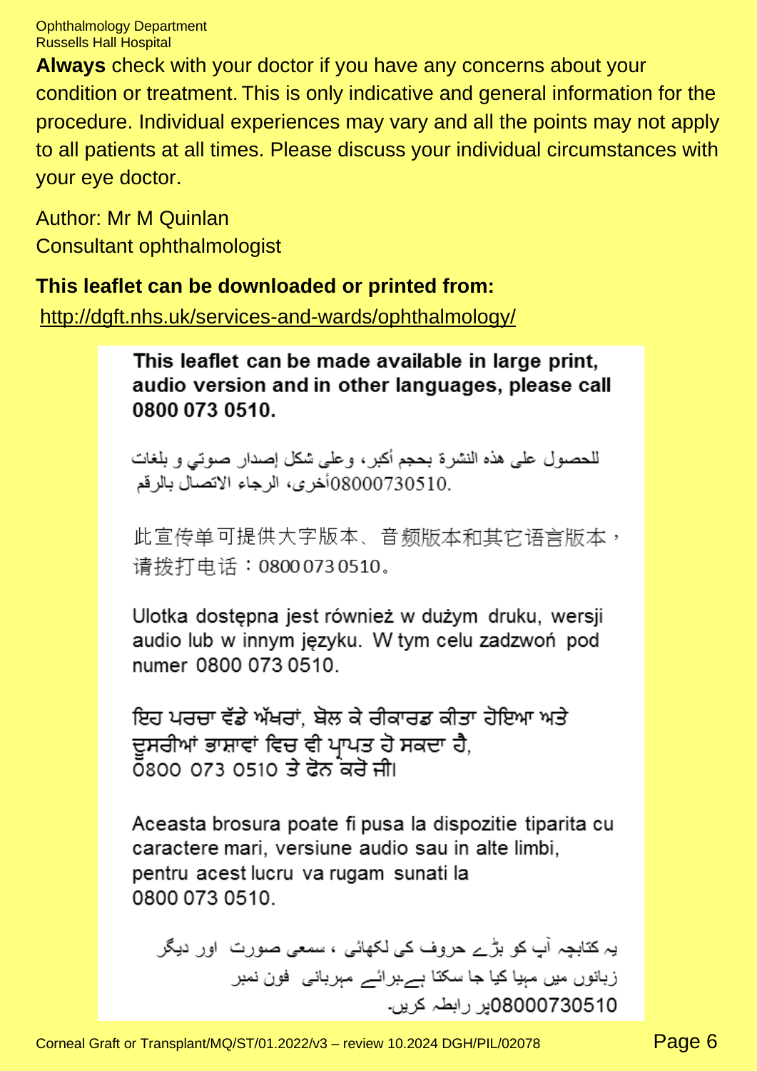Ophthalmology Department
Russells Hall Hospital

**Always** check with your doctor if you have any concerns about your condition or treatment. This is only indicative and general information for the procedure. Individual experiences may vary and all the points may not apply to all patients at all times. Please discuss your individual circumstances with your eye doctor.

Author: Mr M Quinlan
Consultant ophthalmologist

**This leaflet can be downloaded or printed from:**

http://dgft.nhs.uk/services-and-wards/ophthalmology/

**This leaflet can be made available in large print, audio version and in other languages, please call 0800 073 0510.**

للحصول على هذه النشرة بحجم أكبر، وعلى شكل إصدار صوتي و بلغات أخرى، الرجاء الاتصال بالرقم 08000730510.

此宣传单可提供大字版本、音频版本和其它语言版本，请拨打电话：0800 073 0510。

Ulotka dostępna jest również w dużym druku, wersji audio lub w innym języku. W tym celu zadzwoń pod numer 0800 073 0510.

ਇਹ ਪਰਚਾ ਵੱਡੇ ਅੱਖਰਾਂ, ਬੋਲ ਕੇ ਰੀਕਾਰਡ ਕੀਤਾ ਹੋਇਆ ਅਤੇ ਦੂਸਰੀਆਂ ਭਾਸ਼ਾਵਾਂ ਵਿਚ ਵੀ ਪ੍ਰਾਪਤ ਹੋ ਸਕਦਾ ਹੈ, 0800 073 0510 ਤੇ ਫੋਨ ਕਰੋ ਜੀ।

Aceasta brosura poate fi pusa la dispozitie tiparita cu caractere mari, versiune audio sau in alte limbi, pentru acest lucru va rugam sunati la 0800 073 0510.

یہ کتابچہ آپ کو بڑے حروف کی لکھائی ، سمعی صورت اور دیگر زبانوں میں مہیا کیا جا سکتا ہے۔برائے مہربانی فون نمبر 08000730510پر رابطہ کریں۔

Corneal Graft or Transplant/MQ/ST/01.2022/v3 – review 10.2024 DGH/PIL/02078